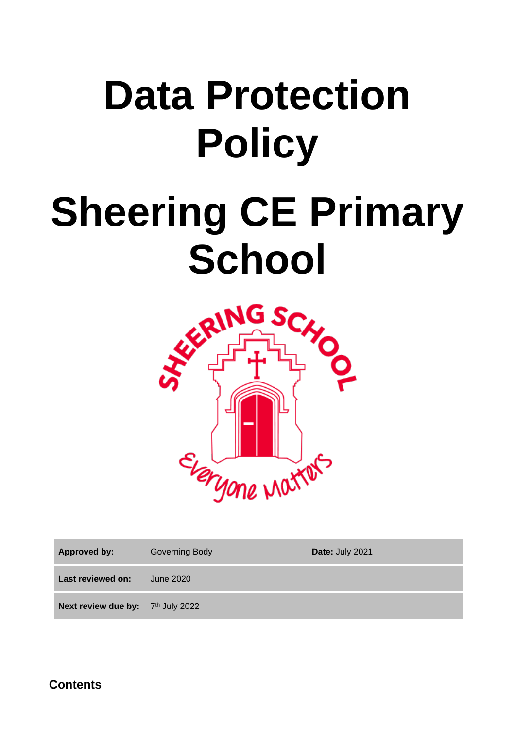# Data Protection Policy

# Sheering CE Primary School

| Approved by: | Governing Body | Date: July 2021 |
|---|---|---|
| Last reviewed on: | June 2020 | |
| Next review due by: | 7th July 2022 | |

**Contents**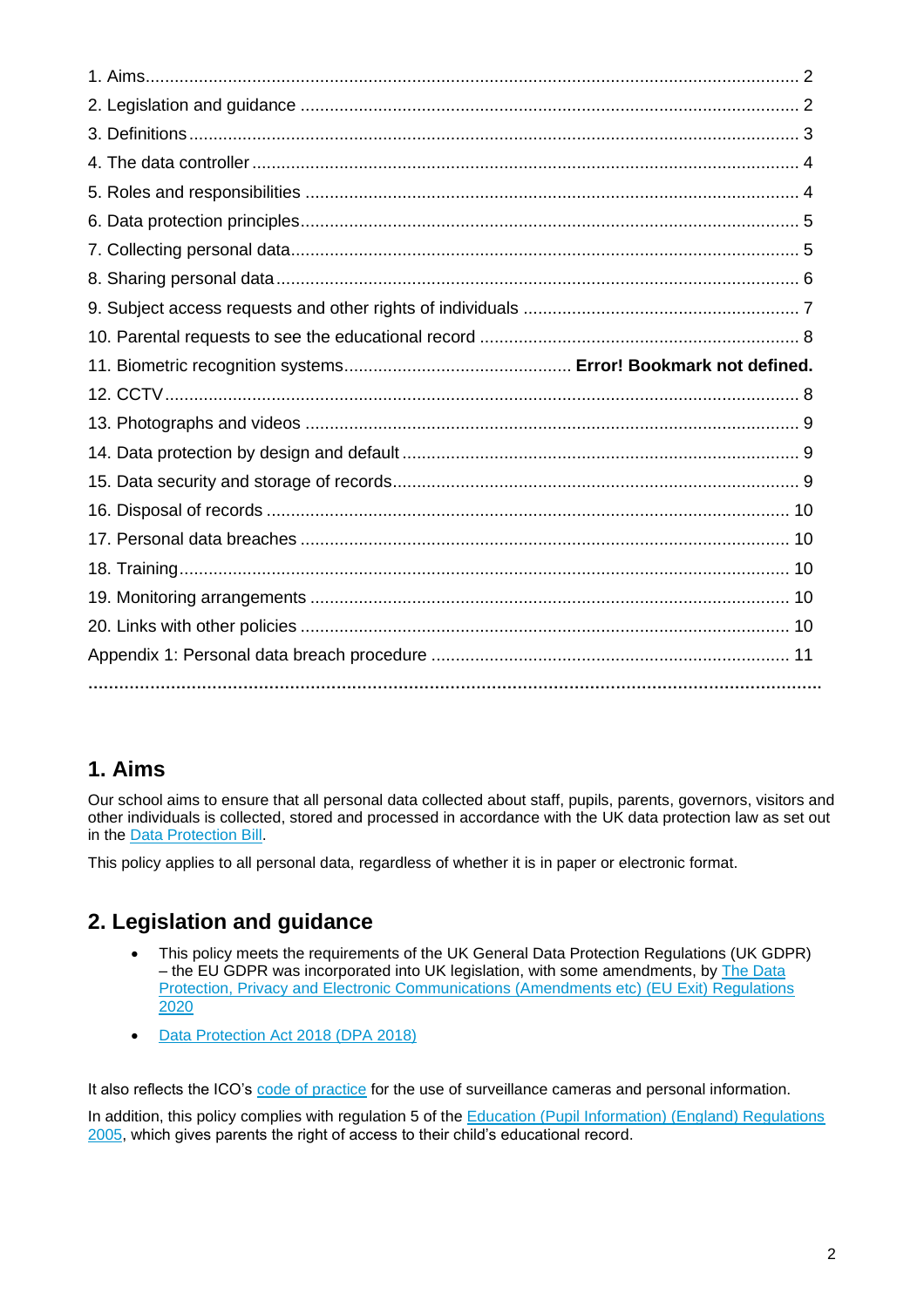1. Aims........................................................................................................................ 2
2. Legislation and guidance ....................................................................................... 2
3. Definitions ............................................................................................................... 3
4. The data controller .................................................................................................. 4
5. Roles and responsibilities ....................................................................................... 4
6. Data protection principles........................................................................................ 5
7. Collecting personal data.......................................................................................... 5
8. Sharing personal data ............................................................................................. 6
9. Subject access requests and other rights of individuals ......................................... 7
10. Parental requests to see the educational record .................................................. 8
11. Biometric recognition systems............................................... **Error! Bookmark not defined.**
12. CCTV.................................................................................................................... 8
13. Photographs and videos ....................................................................................... 9
14. Data protection by design and default .................................................................. 9
15. Data security and storage of records.................................................................... 9
16. Disposal of records ............................................................................................ 10
17. Personal data breaches ...................................................................................... 10
18. Training............................................................................................................... 10
19. Monitoring arrangements .................................................................................... 10
20. Links with other policies ...................................................................................... 10
Appendix 1: Personal data breach procedure ......................................................... 11

**.................................................................................................................................**

## 1. Aims

Our school aims to ensure that all personal data collected about staff, pupils, parents, governors, visitors and other individuals is collected, stored and processed in accordance with the UK data protection law as set out in the [Data Protection Bill].

This policy applies to all personal data, regardless of whether it is in paper or electronic format.

## 2. Legislation and guidance

- This policy meets the requirements of the UK General Data Protection Regulations (UK GDPR) – the EU GDPR was incorporated into UK legislation, with some amendments, by [The Data Protection, Privacy and Electronic Communications (Amendments etc) (EU Exit) Regulations 2020]
- [Data Protection Act 2018 (DPA 2018)]

It also reflects the ICO's [code of practice] for the use of surveillance cameras and personal information.

In addition, this policy complies with regulation 5 of the [Education (Pupil Information) (England) Regulations 2005], which gives parents the right of access to their child's educational record.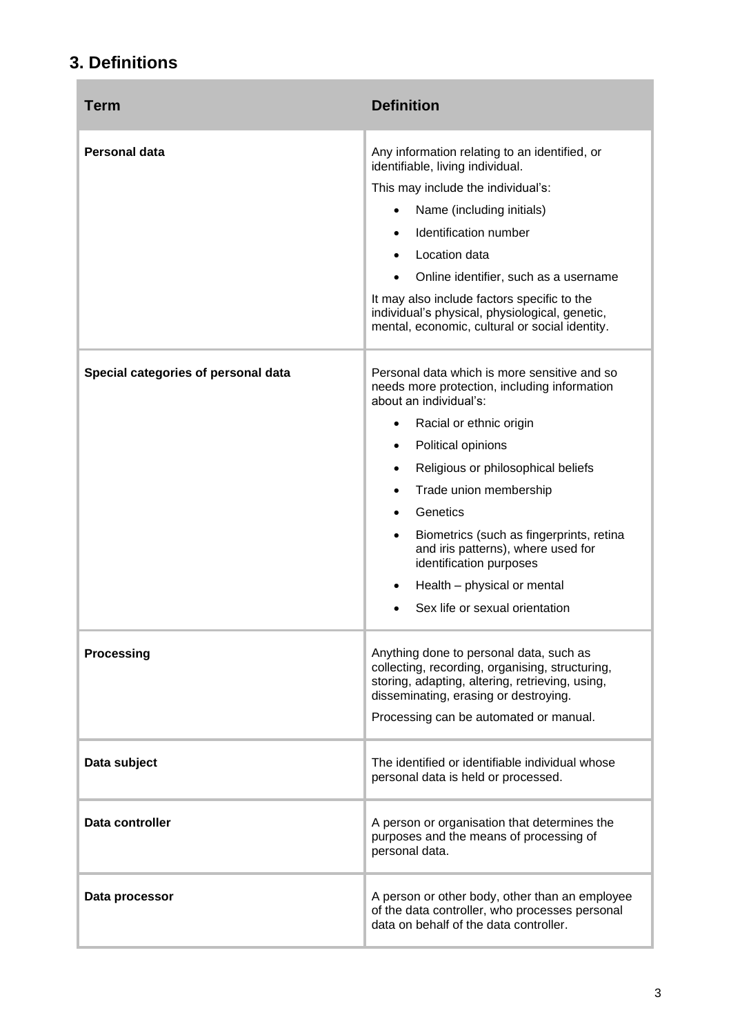## 3. Definitions

| Term | Definition |
|---|---|
| **Personal data** | Any information relating to an identified, or identifiable, living individual.<br>This may include the individual's:<br>• Name (including initials)<br>• Identification number<br>• Location data<br>• Online identifier, such as a username<br>It may also include factors specific to the individual's physical, physiological, genetic, mental, economic, cultural or social identity. |
| **Special categories of personal data** | Personal data which is more sensitive and so needs more protection, including information about an individual's:<br>• Racial or ethnic origin<br>• Political opinions<br>• Religious or philosophical beliefs<br>• Trade union membership<br>• Genetics<br>• Biometrics (such as fingerprints, retina and iris patterns), where used for identification purposes<br>• Health – physical or mental<br>• Sex life or sexual orientation |
| **Processing** | Anything done to personal data, such as collecting, recording, organising, structuring, storing, adapting, altering, retrieving, using, disseminating, erasing or destroying.<br>Processing can be automated or manual. |
| **Data subject** | The identified or identifiable individual whose personal data is held or processed. |
| **Data controller** | A person or organisation that determines the purposes and the means of processing of personal data. |
| **Data processor** | A person or other body, other than an employee of the data controller, who processes personal data on behalf of the data controller. |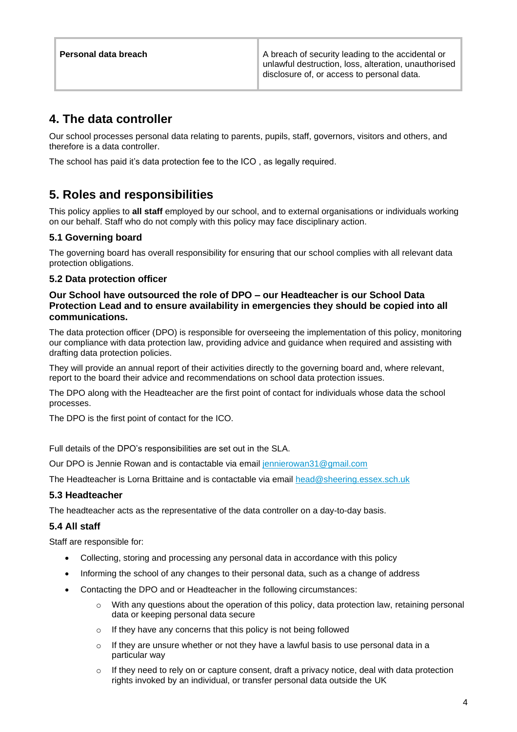| Personal data breach | A breach of security leading to the accidental or unlawful destruction, loss, alteration, unauthorised disclosure of, or access to personal data. |
|---|---|

## 4. The data controller

Our school processes personal data relating to parents, pupils, staff, governors, visitors and others, and therefore is a data controller.

The school has paid it's data protection fee to the ICO , as legally required.

## 5. Roles and responsibilities

This policy applies to **all staff** employed by our school, and to external organisations or individuals working on our behalf. Staff who do not comply with this policy may face disciplinary action.

### 5.1 Governing board

The governing board has overall responsibility for ensuring that our school complies with all relevant data protection obligations.

### 5.2 Data protection officer

**Our School have outsourced the role of DPO – our Headteacher is our School Data Protection Lead and to ensure availability in emergencies they should be copied into all communications.**

The data protection officer (DPO) is responsible for overseeing the implementation of this policy, monitoring our compliance with data protection law, providing advice and guidance when required and assisting with drafting data protection policies.

They will provide an annual report of their activities directly to the governing board and, where relevant, report to the board their advice and recommendations on school data protection issues.

The DPO along with the Headteacher are the first point of contact for individuals whose data the school processes.

The DPO is the first point of contact for the ICO.

Full details of the DPO's responsibilities are set out in the SLA.

Our DPO is Jennie Rowan and is contactable via email jennierowan31@gmail.com

The Headteacher is Lorna Brittaine and is contactable via email head@sheering.essex.sch.uk

### 5.3 Headteacher

The headteacher acts as the representative of the data controller on a day-to-day basis.

### 5.4 All staff

Staff are responsible for:

- Collecting, storing and processing any personal data in accordance with this policy
- Informing the school of any changes to their personal data, such as a change of address
- Contacting the DPO and or Headteacher in the following circumstances:
    - With any questions about the operation of this policy, data protection law, retaining personal data or keeping personal data secure
    - If they have any concerns that this policy is not being followed
    - If they are unsure whether or not they have a lawful basis to use personal data in a particular way
    - If they need to rely on or capture consent, draft a privacy notice, deal with data protection rights invoked by an individual, or transfer personal data outside the UK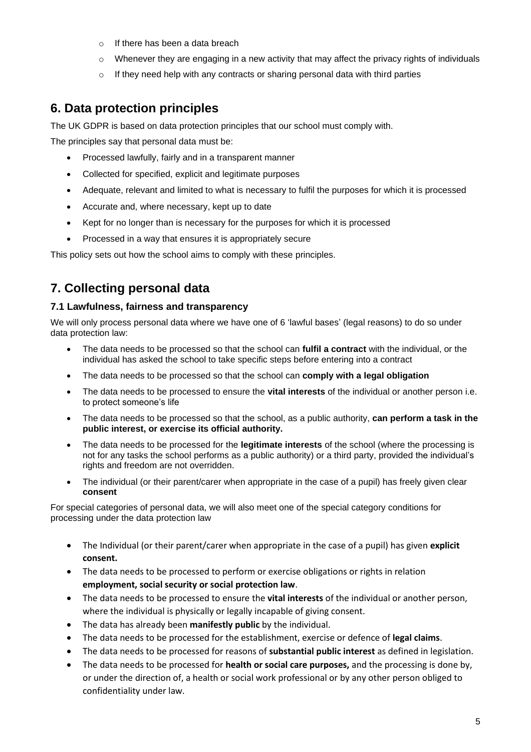- If there has been a data breach
- Whenever they are engaging in a new activity that may affect the privacy rights of individuals
- If they need help with any contracts or sharing personal data with third parties

## 6. Data protection principles

The UK GDPR is based on data protection principles that our school must comply with.

The principles say that personal data must be:

- Processed lawfully, fairly and in a transparent manner
- Collected for specified, explicit and legitimate purposes
- Adequate, relevant and limited to what is necessary to fulfil the purposes for which it is processed
- Accurate and, where necessary, kept up to date
- Kept for no longer than is necessary for the purposes for which it is processed
- Processed in a way that ensures it is appropriately secure

This policy sets out how the school aims to comply with these principles.

## 7. Collecting personal data

### 7.1 Lawfulness, fairness and transparency

We will only process personal data where we have one of 6 'lawful bases' (legal reasons) to do so under data protection law:

- The data needs to be processed so that the school can **fulfil a contract** with the individual, or the individual has asked the school to take specific steps before entering into a contract
- The data needs to be processed so that the school can **comply with a legal obligation**
- The data needs to be processed to ensure the **vital interests** of the individual or another person i.e. to protect someone's life
- The data needs to be processed so that the school, as a public authority, **can perform a task in the public interest, or exercise its official authority.**
- The data needs to be processed for the **legitimate interests** of the school (where the processing is not for any tasks the school performs as a public authority) or a third party, provided the individual's rights and freedom are not overridden.
- The individual (or their parent/carer when appropriate in the case of a pupil) has freely given clear **consent**

For special categories of personal data, we will also meet one of the special category conditions for processing under the data protection law

- The Individual (or their parent/carer when appropriate in the case of a pupil) has given **explicit consent.**
- The data needs to be processed to perform or exercise obligations or rights in relation **employment, social security or social protection law**.
- The data needs to be processed to ensure the **vital interests** of the individual or another person, where the individual is physically or legally incapable of giving consent.
- The data has already been **manifestly public** by the individual.
- The data needs to be processed for the establishment, exercise or defence of **legal claims**.
- The data needs to be processed for reasons of **substantial public interest** as defined in legislation.
- The data needs to be processed for **health or social care purposes,** and the processing is done by, or under the direction of, a health or social work professional or by any other person obliged to confidentiality under law.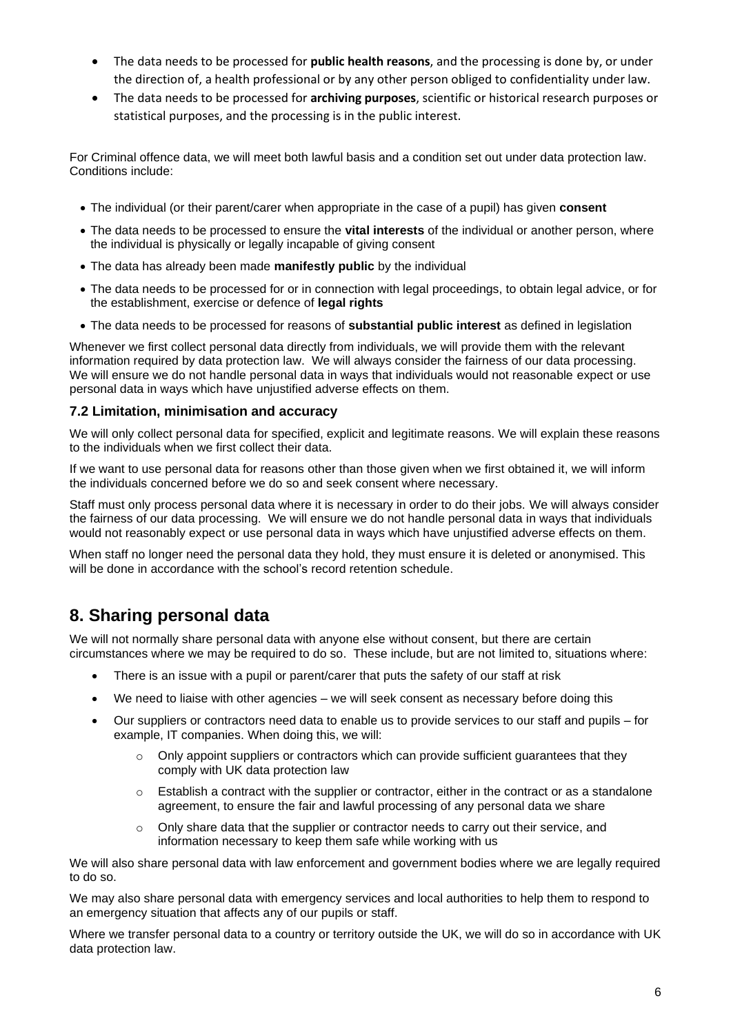- The data needs to be processed for **public health reasons**, and the processing is done by, or under the direction of, a health professional or by any other person obliged to confidentiality under law.
- The data needs to be processed for **archiving purposes**, scientific or historical research purposes or statistical purposes, and the processing is in the public interest.

For Criminal offence data, we will meet both lawful basis and a condition set out under data protection law. Conditions include:

- The individual (or their parent/carer when appropriate in the case of a pupil) has given **consent**
- The data needs to be processed to ensure the **vital interests** of the individual or another person, where the individual is physically or legally incapable of giving consent
- The data has already been made **manifestly public** by the individual
- The data needs to be processed for or in connection with legal proceedings, to obtain legal advice, or for the establishment, exercise or defence of **legal rights**
- The data needs to be processed for reasons of **substantial public interest** as defined in legislation

Whenever we first collect personal data directly from individuals, we will provide them with the relevant information required by data protection law. We will always consider the fairness of our data processing. We will ensure we do not handle personal data in ways that individuals would not reasonable expect or use personal data in ways which have unjustified adverse effects on them.

### 7.2 Limitation, minimisation and accuracy

We will only collect personal data for specified, explicit and legitimate reasons. We will explain these reasons to the individuals when we first collect their data.

If we want to use personal data for reasons other than those given when we first obtained it, we will inform the individuals concerned before we do so and seek consent where necessary.

Staff must only process personal data where it is necessary in order to do their jobs. We will always consider the fairness of our data processing. We will ensure we do not handle personal data in ways that individuals would not reasonably expect or use personal data in ways which have unjustified adverse effects on them.

When staff no longer need the personal data they hold, they must ensure it is deleted or anonymised. This will be done in accordance with the school's record retention schedule.

## 8. Sharing personal data

We will not normally share personal data with anyone else without consent, but there are certain circumstances where we may be required to do so. These include, but are not limited to, situations where:

- There is an issue with a pupil or parent/carer that puts the safety of our staff at risk
- We need to liaise with other agencies – we will seek consent as necessary before doing this
- Our suppliers or contractors need data to enable us to provide services to our staff and pupils – for example, IT companies. When doing this, we will:
    - Only appoint suppliers or contractors which can provide sufficient guarantees that they comply with UK data protection law
    - Establish a contract with the supplier or contractor, either in the contract or as a standalone agreement, to ensure the fair and lawful processing of any personal data we share
    - Only share data that the supplier or contractor needs to carry out their service, and information necessary to keep them safe while working with us

We will also share personal data with law enforcement and government bodies where we are legally required to do so.

We may also share personal data with emergency services and local authorities to help them to respond to an emergency situation that affects any of our pupils or staff.

Where we transfer personal data to a country or territory outside the UK, we will do so in accordance with UK data protection law.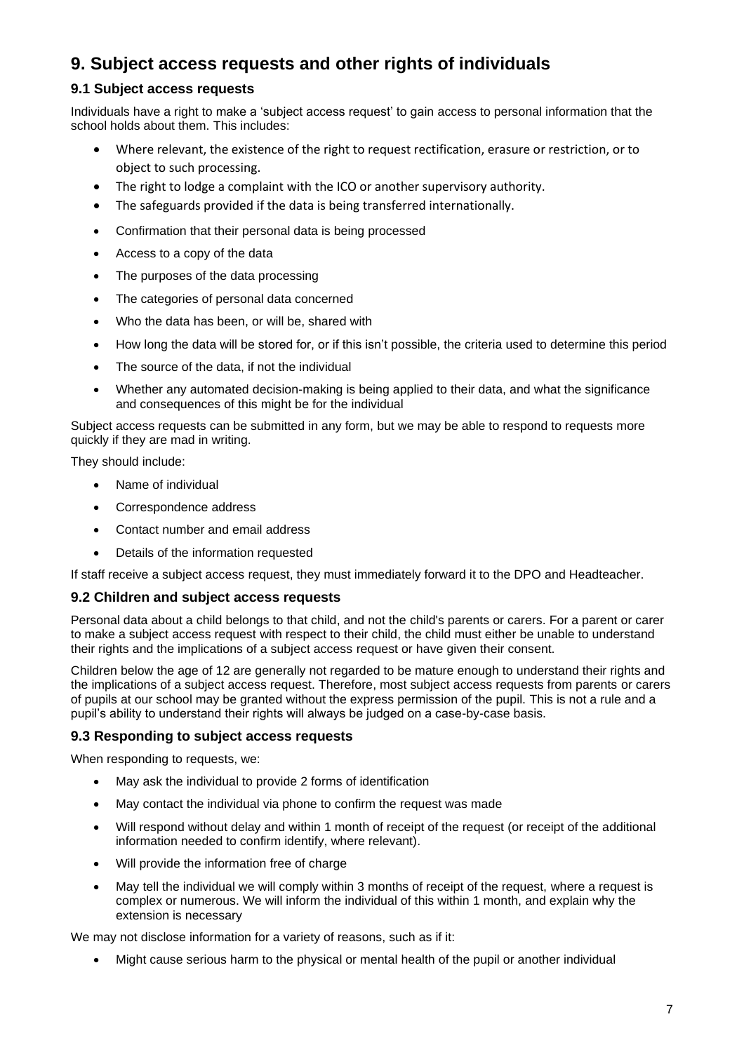## 9. Subject access requests and other rights of individuals

### 9.1 Subject access requests

Individuals have a right to make a 'subject access request' to gain access to personal information that the school holds about them. This includes:

- Where relevant, the existence of the right to request rectification, erasure or restriction, or to object to such processing.
- The right to lodge a complaint with the ICO or another supervisory authority.
- The safeguards provided if the data is being transferred internationally.
- Confirmation that their personal data is being processed
- Access to a copy of the data
- The purposes of the data processing
- The categories of personal data concerned
- Who the data has been, or will be, shared with
- How long the data will be stored for, or if this isn't possible, the criteria used to determine this period
- The source of the data, if not the individual
- Whether any automated decision-making is being applied to their data, and what the significance and consequences of this might be for the individual

Subject access requests can be submitted in any form, but we may be able to respond to requests more quickly if they are mad in writing.

They should include:

- Name of individual
- Correspondence address
- Contact number and email address
- Details of the information requested

If staff receive a subject access request, they must immediately forward it to the DPO and Headteacher.

### 9.2 Children and subject access requests

Personal data about a child belongs to that child, and not the child's parents or carers. For a parent or carer to make a subject access request with respect to their child, the child must either be unable to understand their rights and the implications of a subject access request or have given their consent.

Children below the age of 12 are generally not regarded to be mature enough to understand their rights and the implications of a subject access request. Therefore, most subject access requests from parents or carers of pupils at our school may be granted without the express permission of the pupil. This is not a rule and a pupil's ability to understand their rights will always be judged on a case-by-case basis.

### 9.3 Responding to subject access requests

When responding to requests, we:

- May ask the individual to provide 2 forms of identification
- May contact the individual via phone to confirm the request was made
- Will respond without delay and within 1 month of receipt of the request (or receipt of the additional information needed to confirm identify, where relevant).
- Will provide the information free of charge
- May tell the individual we will comply within 3 months of receipt of the request, where a request is complex or numerous. We will inform the individual of this within 1 month, and explain why the extension is necessary

We may not disclose information for a variety of reasons, such as if it:

- Might cause serious harm to the physical or mental health of the pupil or another individual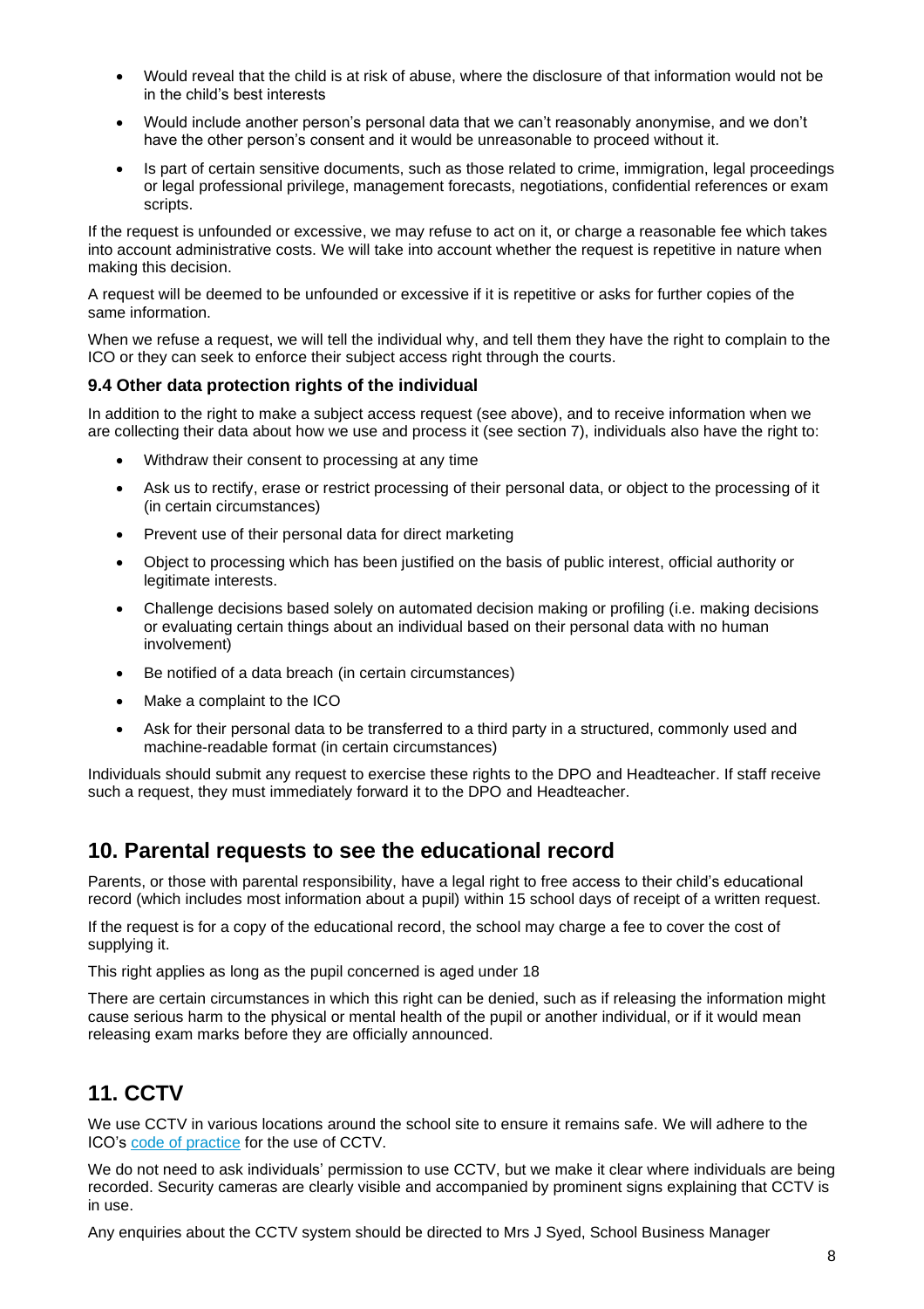- Would reveal that the child is at risk of abuse, where the disclosure of that information would not be in the child's best interests
- Would include another person's personal data that we can't reasonably anonymise, and we don't have the other person's consent and it would be unreasonable to proceed without it.
- Is part of certain sensitive documents, such as those related to crime, immigration, legal proceedings or legal professional privilege, management forecasts, negotiations, confidential references or exam scripts.

If the request is unfounded or excessive, we may refuse to act on it, or charge a reasonable fee which takes into account administrative costs. We will take into account whether the request is repetitive in nature when making this decision.

A request will be deemed to be unfounded or excessive if it is repetitive or asks for further copies of the same information.

When we refuse a request, we will tell the individual why, and tell them they have the right to complain to the ICO or they can seek to enforce their subject access right through the courts.

### 9.4 Other data protection rights of the individual

In addition to the right to make a subject access request (see above), and to receive information when we are collecting their data about how we use and process it (see section 7), individuals also have the right to:

- Withdraw their consent to processing at any time
- Ask us to rectify, erase or restrict processing of their personal data, or object to the processing of it (in certain circumstances)
- Prevent use of their personal data for direct marketing
- Object to processing which has been justified on the basis of public interest, official authority or legitimate interests.
- Challenge decisions based solely on automated decision making or profiling (i.e. making decisions or evaluating certain things about an individual based on their personal data with no human involvement)
- Be notified of a data breach (in certain circumstances)
- Make a complaint to the ICO
- Ask for their personal data to be transferred to a third party in a structured, commonly used and machine-readable format (in certain circumstances)

Individuals should submit any request to exercise these rights to the DPO and Headteacher. If staff receive such a request, they must immediately forward it to the DPO and Headteacher.

## 10. Parental requests to see the educational record

Parents, or those with parental responsibility, have a legal right to free access to their child's educational record (which includes most information about a pupil) within 15 school days of receipt of a written request.

If the request is for a copy of the educational record, the school may charge a fee to cover the cost of supplying it.

This right applies as long as the pupil concerned is aged under 18

There are certain circumstances in which this right can be denied, such as if releasing the information might cause serious harm to the physical or mental health of the pupil or another individual, or if it would mean releasing exam marks before they are officially announced.

## 11. CCTV

We use CCTV in various locations around the school site to ensure it remains safe. We will adhere to the ICO's code of practice for the use of CCTV.

We do not need to ask individuals' permission to use CCTV, but we make it clear where individuals are being recorded. Security cameras are clearly visible and accompanied by prominent signs explaining that CCTV is in use.

Any enquiries about the CCTV system should be directed to Mrs J Syed, School Business Manager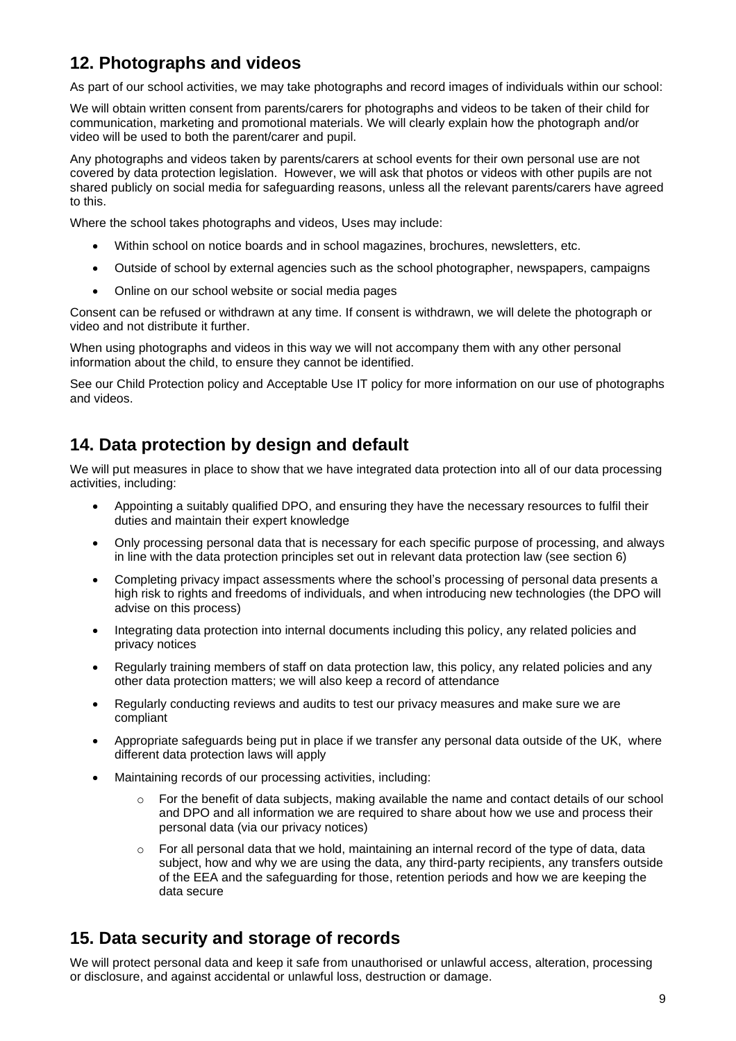## 12. Photographs and videos

As part of our school activities, we may take photographs and record images of individuals within our school:

We will obtain written consent from parents/carers for photographs and videos to be taken of their child for communication, marketing and promotional materials. We will clearly explain how the photograph and/or video will be used to both the parent/carer and pupil.

Any photographs and videos taken by parents/carers at school events for their own personal use are not covered by data protection legislation. However, we will ask that photos or videos with other pupils are not shared publicly on social media for safeguarding reasons, unless all the relevant parents/carers have agreed to this.

Where the school takes photographs and videos, Uses may include:

- Within school on notice boards and in school magazines, brochures, newsletters, etc.
- Outside of school by external agencies such as the school photographer, newspapers, campaigns
- Online on our school website or social media pages

Consent can be refused or withdrawn at any time. If consent is withdrawn, we will delete the photograph or video and not distribute it further.

When using photographs and videos in this way we will not accompany them with any other personal information about the child, to ensure they cannot be identified.

See our Child Protection policy and Acceptable Use IT policy for more information on our use of photographs and videos.

## 14. Data protection by design and default

We will put measures in place to show that we have integrated data protection into all of our data processing activities, including:

- Appointing a suitably qualified DPO, and ensuring they have the necessary resources to fulfil their duties and maintain their expert knowledge
- Only processing personal data that is necessary for each specific purpose of processing, and always in line with the data protection principles set out in relevant data protection law (see section 6)
- Completing privacy impact assessments where the school's processing of personal data presents a high risk to rights and freedoms of individuals, and when introducing new technologies (the DPO will advise on this process)
- Integrating data protection into internal documents including this policy, any related policies and privacy notices
- Regularly training members of staff on data protection law, this policy, any related policies and any other data protection matters; we will also keep a record of attendance
- Regularly conducting reviews and audits to test our privacy measures and make sure we are compliant
- Appropriate safeguards being put in place if we transfer any personal data outside of the UK, where different data protection laws will apply
- Maintaining records of our processing activities, including:
    - For the benefit of data subjects, making available the name and contact details of our school and DPO and all information we are required to share about how we use and process their personal data (via our privacy notices)
    - For all personal data that we hold, maintaining an internal record of the type of data, data subject, how and why we are using the data, any third-party recipients, any transfers outside of the EEA and the safeguarding for those, retention periods and how we are keeping the data secure

## 15. Data security and storage of records

We will protect personal data and keep it safe from unauthorised or unlawful access, alteration, processing or disclosure, and against accidental or unlawful loss, destruction or damage.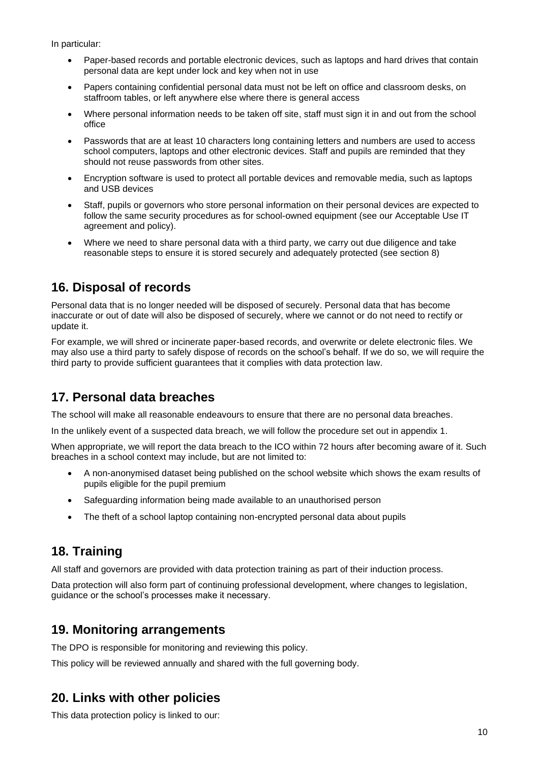In particular:

- Paper-based records and portable electronic devices, such as laptops and hard drives that contain personal data are kept under lock and key when not in use
- Papers containing confidential personal data must not be left on office and classroom desks, on staffroom tables, or left anywhere else where there is general access
- Where personal information needs to be taken off site, staff must sign it in and out from the school office
- Passwords that are at least 10 characters long containing letters and numbers are used to access school computers, laptops and other electronic devices. Staff and pupils are reminded that they should not reuse passwords from other sites.
- Encryption software is used to protect all portable devices and removable media, such as laptops and USB devices
- Staff, pupils or governors who store personal information on their personal devices are expected to follow the same security procedures as for school-owned equipment (see our Acceptable Use IT agreement and policy).
- Where we need to share personal data with a third party, we carry out due diligence and take reasonable steps to ensure it is stored securely and adequately protected (see section 8)

## 16. Disposal of records

Personal data that is no longer needed will be disposed of securely. Personal data that has become inaccurate or out of date will also be disposed of securely, where we cannot or do not need to rectify or update it.

For example, we will shred or incinerate paper-based records, and overwrite or delete electronic files. We may also use a third party to safely dispose of records on the school's behalf. If we do so, we will require the third party to provide sufficient guarantees that it complies with data protection law.

## 17. Personal data breaches

The school will make all reasonable endeavours to ensure that there are no personal data breaches.

In the unlikely event of a suspected data breach, we will follow the procedure set out in appendix 1.

When appropriate, we will report the data breach to the ICO within 72 hours after becoming aware of it. Such breaches in a school context may include, but are not limited to:

- A non-anonymised dataset being published on the school website which shows the exam results of pupils eligible for the pupil premium
- Safeguarding information being made available to an unauthorised person
- The theft of a school laptop containing non-encrypted personal data about pupils

## 18. Training

All staff and governors are provided with data protection training as part of their induction process.

Data protection will also form part of continuing professional development, where changes to legislation, guidance or the school's processes make it necessary.

## 19. Monitoring arrangements

The DPO is responsible for monitoring and reviewing this policy.

This policy will be reviewed annually and shared with the full governing body.

## 20. Links with other policies

This data protection policy is linked to our: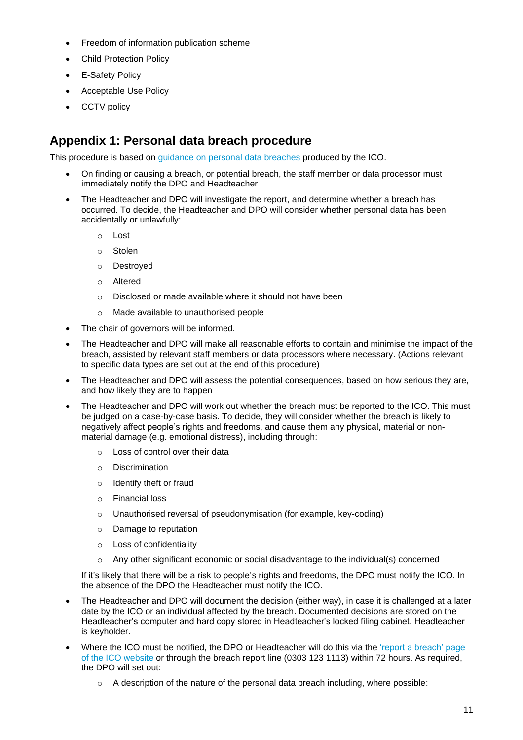- Freedom of information publication scheme
- Child Protection Policy
- E-Safety Policy
- Acceptable Use Policy
- CCTV policy

## Appendix 1: Personal data breach procedure

This procedure is based on [guidance on personal data breaches](#) produced by the ICO.

- On finding or causing a breach, or potential breach, the staff member or data processor must immediately notify the DPO and Headteacher
- The Headteacher and DPO will investigate the report, and determine whether a breach has occurred. To decide, the Headteacher and DPO will consider whether personal data has been accidentally or unlawfully:
  - Lost
  - Stolen
  - Destroyed
  - Altered
  - Disclosed or made available where it should not have been
  - Made available to unauthorised people
- The chair of governors will be informed.
- The Headteacher and DPO will make all reasonable efforts to contain and minimise the impact of the breach, assisted by relevant staff members or data processors where necessary. (Actions relevant to specific data types are set out at the end of this procedure)
- The Headteacher and DPO will assess the potential consequences, based on how serious they are, and how likely they are to happen
- The Headteacher and DPO will work out whether the breach must be reported to the ICO. This must be judged on a case-by-case basis. To decide, they will consider whether the breach is likely to negatively affect people's rights and freedoms, and cause them any physical, material or non-material damage (e.g. emotional distress), including through:
  - Loss of control over their data
  - Discrimination
  - Identify theft or fraud
  - Financial loss
  - Unauthorised reversal of pseudonymisation (for example, key-coding)
  - Damage to reputation
  - Loss of confidentiality
  - Any other significant economic or social disadvantage to the individual(s) concerned

  If it's likely that there will be a risk to people's rights and freedoms, the DPO must notify the ICO. In the absence of the DPO the Headteacher must notify the ICO.
- The Headteacher and DPO will document the decision (either way), in case it is challenged at a later date by the ICO or an individual affected by the breach. Documented decisions are stored on the Headteacher's computer and hard copy stored in Headteacher's locked filing cabinet. Headteacher is keyholder.
- Where the ICO must be notified, the DPO or Headteacher will do this via the ['report a breach' page of the ICO website](#) or through the breach report line (0303 123 1113) within 72 hours. As required, the DPO will set out:
  - A description of the nature of the personal data breach including, where possible: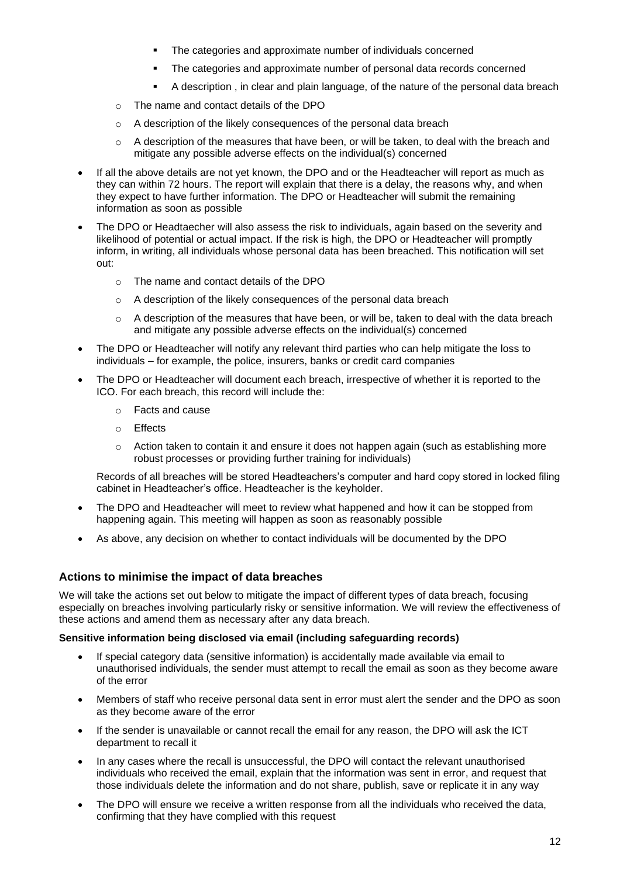- The categories and approximate number of individuals concerned
        - The categories and approximate number of personal data records concerned
        - A description , in clear and plain language, of the nature of the personal data breach
    - The name and contact details of the DPO
    - A description of the likely consequences of the personal data breach
    - A description of the measures that have been, or will be taken, to deal with the breach and mitigate any possible adverse effects on the individual(s) concerned

- If all the above details are not yet known, the DPO and or the Headteacher will report as much as they can within 72 hours. The report will explain that there is a delay, the reasons why, and when they expect to have further information. The DPO or Headteacher will submit the remaining information as soon as possible
- The DPO or Headtaecher will also assess the risk to individuals, again based on the severity and likelihood of potential or actual impact. If the risk is high, the DPO or Headteacher will promptly inform, in writing, all individuals whose personal data has been breached. This notification will set out:
    - The name and contact details of the DPO
    - A description of the likely consequences of the personal data breach
    - A description of the measures that have been, or will be, taken to deal with the data breach and mitigate any possible adverse effects on the individual(s) concerned
- The DPO or Headteacher will notify any relevant third parties who can help mitigate the loss to individuals – for example, the police, insurers, banks or credit card companies
- The DPO or Headteacher will document each breach, irrespective of whether it is reported to the ICO. For each breach, this record will include the:
    - Facts and cause
    - Effects
    - Action taken to contain it and ensure it does not happen again (such as establishing more robust processes or providing further training for individuals)

  Records of all breaches will be stored Headteachers's computer and hard copy stored in locked filing cabinet in Headteacher's office. Headteacher is the keyholder.

- The DPO and Headteacher will meet to review what happened and how it can be stopped from happening again. This meeting will happen as soon as reasonably possible
- As above, any decision on whether to contact individuals will be documented by the DPO

### Actions to minimise the impact of data breaches

We will take the actions set out below to mitigate the impact of different types of data breach, focusing especially on breaches involving particularly risky or sensitive information. We will review the effectiveness of these actions and amend them as necessary after any data breach.

**Sensitive information being disclosed via email (including safeguarding records)**

- If special category data (sensitive information) is accidentally made available via email to unauthorised individuals, the sender must attempt to recall the email as soon as they become aware of the error
- Members of staff who receive personal data sent in error must alert the sender and the DPO as soon as they become aware of the error
- If the sender is unavailable or cannot recall the email for any reason, the DPO will ask the ICT department to recall it
- In any cases where the recall is unsuccessful, the DPO will contact the relevant unauthorised individuals who received the email, explain that the information was sent in error, and request that those individuals delete the information and do not share, publish, save or replicate it in any way
- The DPO will ensure we receive a written response from all the individuals who received the data, confirming that they have complied with this request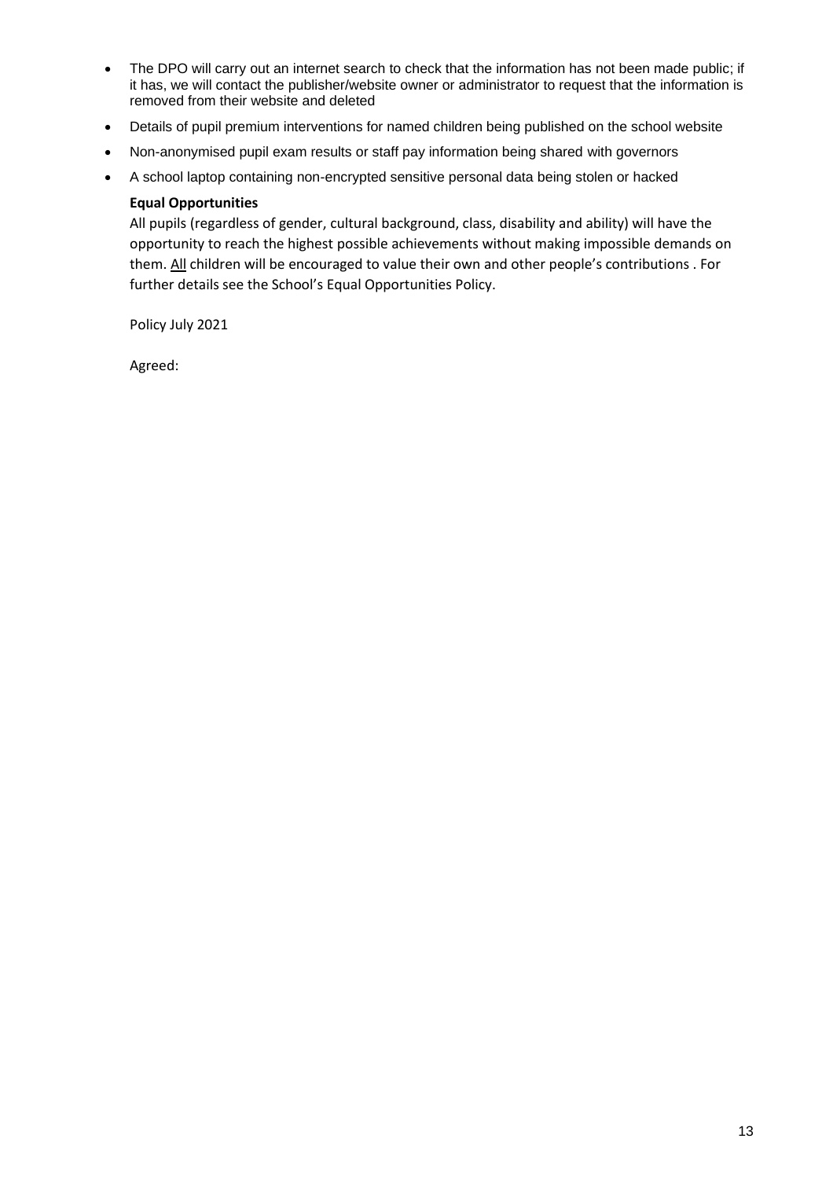- The DPO will carry out an internet search to check that the information has not been made public; if it has, we will contact the publisher/website owner or administrator to request that the information is removed from their website and deleted
- Details of pupil premium interventions for named children being published on the school website
- Non-anonymised pupil exam results or staff pay information being shared with governors
- A school laptop containing non-encrypted sensitive personal data being stolen or hacked

**Equal Opportunities**

All pupils (regardless of gender, cultural background, class, disability and ability) will have the opportunity to reach the highest possible achievements without making impossible demands on them. All children will be encouraged to value their own and other people's contributions . For further details see the School's Equal Opportunities Policy.

Policy July 2021

Agreed: